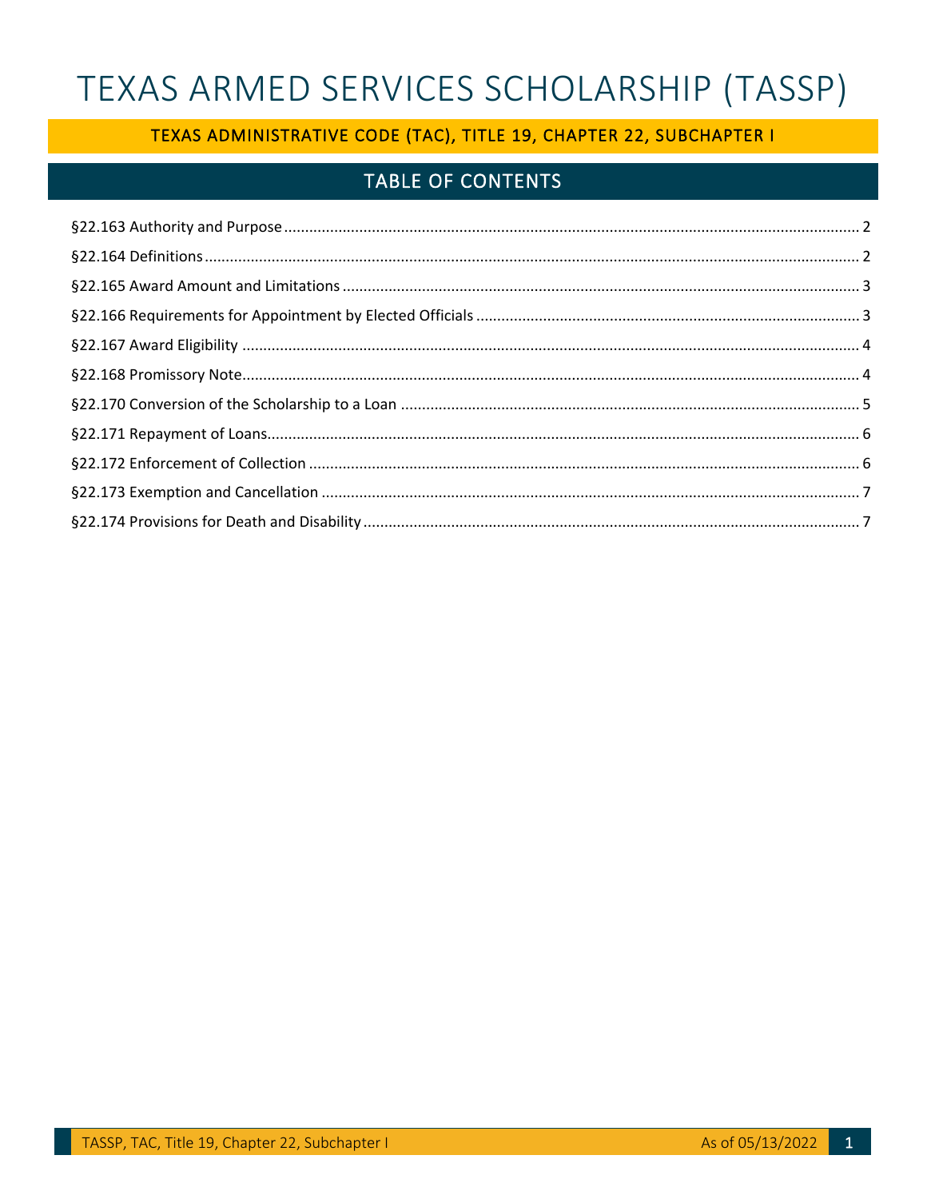# TEXAS ARMED SERVICES SCHOLARSHIP (TASSP)

## TEXAS ADMINISTRATIVE CODE (TAC), TITLE 19, CHAPTER 22, SUBCHAPTER I

## TABLE OF CONTENTS

§22.163 Authority and Purpose ........ 2

§22.164 Definitions ........ 2

§22.165 Award Amount and Limitations ........ 3

§22.166 Requirements for Appointment by Elected Officials ........ 3

§22.167 Award Eligibility ........ 4

§22.168 Promissory Note ........ 4

§22.170 Conversion of the Scholarship to a Loan ........ 5

§22.171 Repayment of Loans ........ 6

§22.172 Enforcement of Collection ........ 6

§22.173 Exemption and Cancellation ........ 7

§22.174 Provisions for Death and Disability ........ 7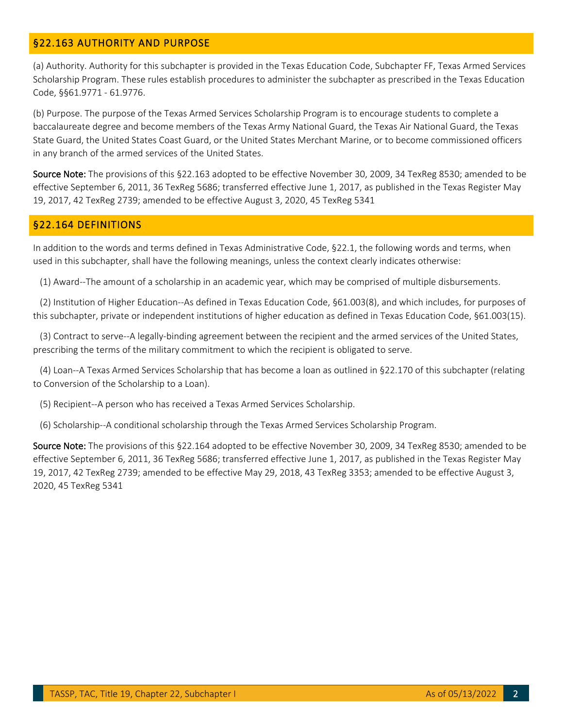## §22.163 AUTHORITY AND PURPOSE

(a) Authority. Authority for this subchapter is provided in the Texas Education Code, Subchapter FF, Texas Armed Services Scholarship Program. These rules establish procedures to administer the subchapter as prescribed in the Texas Education Code, §§61.9771 - 61.9776.

(b) Purpose. The purpose of the Texas Armed Services Scholarship Program is to encourage students to complete a baccalaureate degree and become members of the Texas Army National Guard, the Texas Air National Guard, the Texas State Guard, the United States Coast Guard, or the United States Merchant Marine, or to become commissioned officers in any branch of the armed services of the United States.

**Source Note:** The provisions of this §22.163 adopted to be effective November 30, 2009, 34 TexReg 8530; amended to be effective September 6, 2011, 36 TexReg 5686; transferred effective June 1, 2017, as published in the Texas Register May 19, 2017, 42 TexReg 2739; amended to be effective August 3, 2020, 45 TexReg 5341

## §22.164 DEFINITIONS

In addition to the words and terms defined in Texas Administrative Code, §22.1, the following words and terms, when used in this subchapter, shall have the following meanings, unless the context clearly indicates otherwise:

(1) Award--The amount of a scholarship in an academic year, which may be comprised of multiple disbursements.

(2) Institution of Higher Education--As defined in Texas Education Code, §61.003(8), and which includes, for purposes of this subchapter, private or independent institutions of higher education as defined in Texas Education Code, §61.003(15).

(3) Contract to serve--A legally-binding agreement between the recipient and the armed services of the United States, prescribing the terms of the military commitment to which the recipient is obligated to serve.

(4) Loan--A Texas Armed Services Scholarship that has become a loan as outlined in §22.170 of this subchapter (relating to Conversion of the Scholarship to a Loan).

(5) Recipient--A person who has received a Texas Armed Services Scholarship.

(6) Scholarship--A conditional scholarship through the Texas Armed Services Scholarship Program.

**Source Note:** The provisions of this §22.164 adopted to be effective November 30, 2009, 34 TexReg 8530; amended to be effective September 6, 2011, 36 TexReg 5686; transferred effective June 1, 2017, as published in the Texas Register May 19, 2017, 42 TexReg 2739; amended to be effective May 29, 2018, 43 TexReg 3353; amended to be effective August 3, 2020, 45 TexReg 5341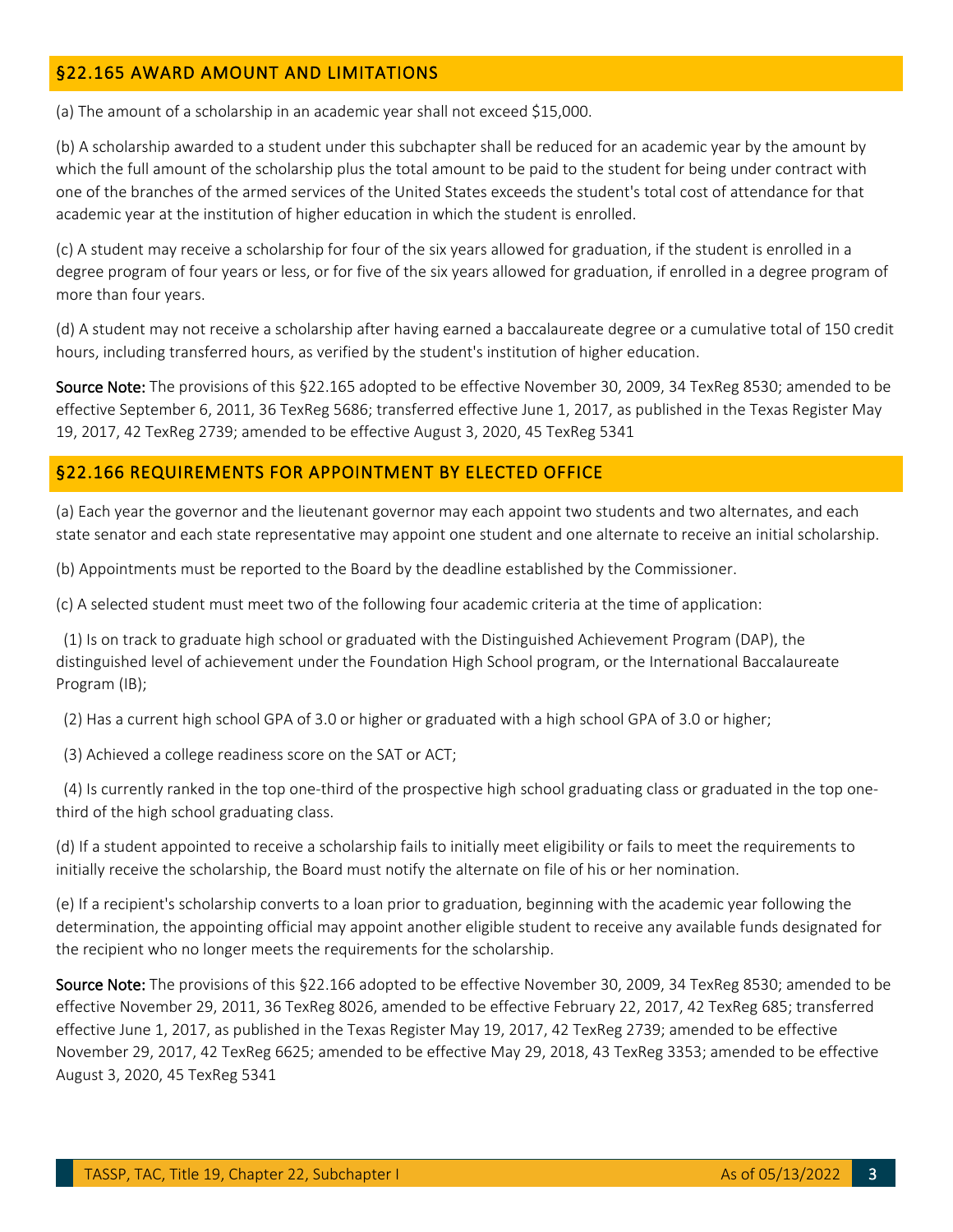## §22.165 AWARD AMOUNT AND LIMITATIONS

(a) The amount of a scholarship in an academic year shall not exceed $15,000.

(b) A scholarship awarded to a student under this subchapter shall be reduced for an academic year by the amount by which the full amount of the scholarship plus the total amount to be paid to the student for being under contract with one of the branches of the armed services of the United States exceeds the student's total cost of attendance for that academic year at the institution of higher education in which the student is enrolled.

(c) A student may receive a scholarship for four of the six years allowed for graduation, if the student is enrolled in a degree program of four years or less, or for five of the six years allowed for graduation, if enrolled in a degree program of more than four years.

(d) A student may not receive a scholarship after having earned a baccalaureate degree or a cumulative total of 150 credit hours, including transferred hours, as verified by the student's institution of higher education.

**Source Note:** The provisions of this §22.165 adopted to be effective November 30, 2009, 34 TexReg 8530; amended to be effective September 6, 2011, 36 TexReg 5686; transferred effective June 1, 2017, as published in the Texas Register May 19, 2017, 42 TexReg 2739; amended to be effective August 3, 2020, 45 TexReg 5341

## §22.166 REQUIREMENTS FOR APPOINTMENT BY ELECTED OFFICE

(a) Each year the governor and the lieutenant governor may each appoint two students and two alternates, and each state senator and each state representative may appoint one student and one alternate to receive an initial scholarship.

(b) Appointments must be reported to the Board by the deadline established by the Commissioner.

(c) A selected student must meet two of the following four academic criteria at the time of application:

(1) Is on track to graduate high school or graduated with the Distinguished Achievement Program (DAP), the distinguished level of achievement under the Foundation High School program, or the International Baccalaureate Program (IB);

(2) Has a current high school GPA of 3.0 or higher or graduated with a high school GPA of 3.0 or higher;

(3) Achieved a college readiness score on the SAT or ACT;

(4) Is currently ranked in the top one-third of the prospective high school graduating class or graduated in the top one-third of the high school graduating class.

(d) If a student appointed to receive a scholarship fails to initially meet eligibility or fails to meet the requirements to initially receive the scholarship, the Board must notify the alternate on file of his or her nomination.

(e) If a recipient's scholarship converts to a loan prior to graduation, beginning with the academic year following the determination, the appointing official may appoint another eligible student to receive any available funds designated for the recipient who no longer meets the requirements for the scholarship.

**Source Note:** The provisions of this §22.166 adopted to be effective November 30, 2009, 34 TexReg 8530; amended to be effective November 29, 2011, 36 TexReg 8026, amended to be effective February 22, 2017, 42 TexReg 685; transferred effective June 1, 2017, as published in the Texas Register May 19, 2017, 42 TexReg 2739; amended to be effective November 29, 2017, 42 TexReg 6625; amended to be effective May 29, 2018, 43 TexReg 3353; amended to be effective August 3, 2020, 45 TexReg 5341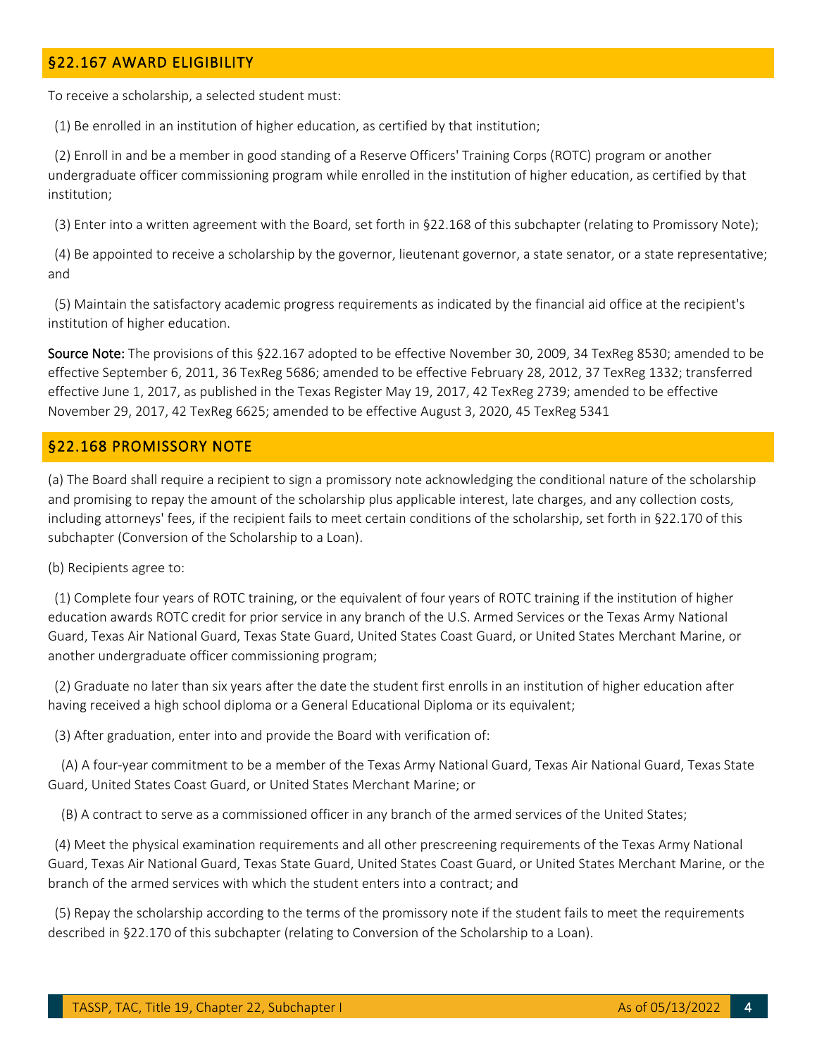## §22.167 AWARD ELIGIBILITY

To receive a scholarship, a selected student must:

(1) Be enrolled in an institution of higher education, as certified by that institution;

(2) Enroll in and be a member in good standing of a Reserve Officers' Training Corps (ROTC) program or another undergraduate officer commissioning program while enrolled in the institution of higher education, as certified by that institution;

(3) Enter into a written agreement with the Board, set forth in §22.168 of this subchapter (relating to Promissory Note);

(4) Be appointed to receive a scholarship by the governor, lieutenant governor, a state senator, or a state representative; and

(5) Maintain the satisfactory academic progress requirements as indicated by the financial aid office at the recipient's institution of higher education.

**Source Note:** The provisions of this §22.167 adopted to be effective November 30, 2009, 34 TexReg 8530; amended to be effective September 6, 2011, 36 TexReg 5686; amended to be effective February 28, 2012, 37 TexReg 1332; transferred effective June 1, 2017, as published in the Texas Register May 19, 2017, 42 TexReg 2739; amended to be effective November 29, 2017, 42 TexReg 6625; amended to be effective August 3, 2020, 45 TexReg 5341

## §22.168 PROMISSORY NOTE

(a) The Board shall require a recipient to sign a promissory note acknowledging the conditional nature of the scholarship and promising to repay the amount of the scholarship plus applicable interest, late charges, and any collection costs, including attorneys' fees, if the recipient fails to meet certain conditions of the scholarship, set forth in §22.170 of this subchapter (Conversion of the Scholarship to a Loan).

(b) Recipients agree to:

(1) Complete four years of ROTC training, or the equivalent of four years of ROTC training if the institution of higher education awards ROTC credit for prior service in any branch of the U.S. Armed Services or the Texas Army National Guard, Texas Air National Guard, Texas State Guard, United States Coast Guard, or United States Merchant Marine, or another undergraduate officer commissioning program;

(2) Graduate no later than six years after the date the student first enrolls in an institution of higher education after having received a high school diploma or a General Educational Diploma or its equivalent;

(3) After graduation, enter into and provide the Board with verification of:

(A) A four-year commitment to be a member of the Texas Army National Guard, Texas Air National Guard, Texas State Guard, United States Coast Guard, or United States Merchant Marine; or

(B) A contract to serve as a commissioned officer in any branch of the armed services of the United States;

(4) Meet the physical examination requirements and all other prescreening requirements of the Texas Army National Guard, Texas Air National Guard, Texas State Guard, United States Coast Guard, or United States Merchant Marine, or the branch of the armed services with which the student enters into a contract; and

(5) Repay the scholarship according to the terms of the promissory note if the student fails to meet the requirements described in §22.170 of this subchapter (relating to Conversion of the Scholarship to a Loan).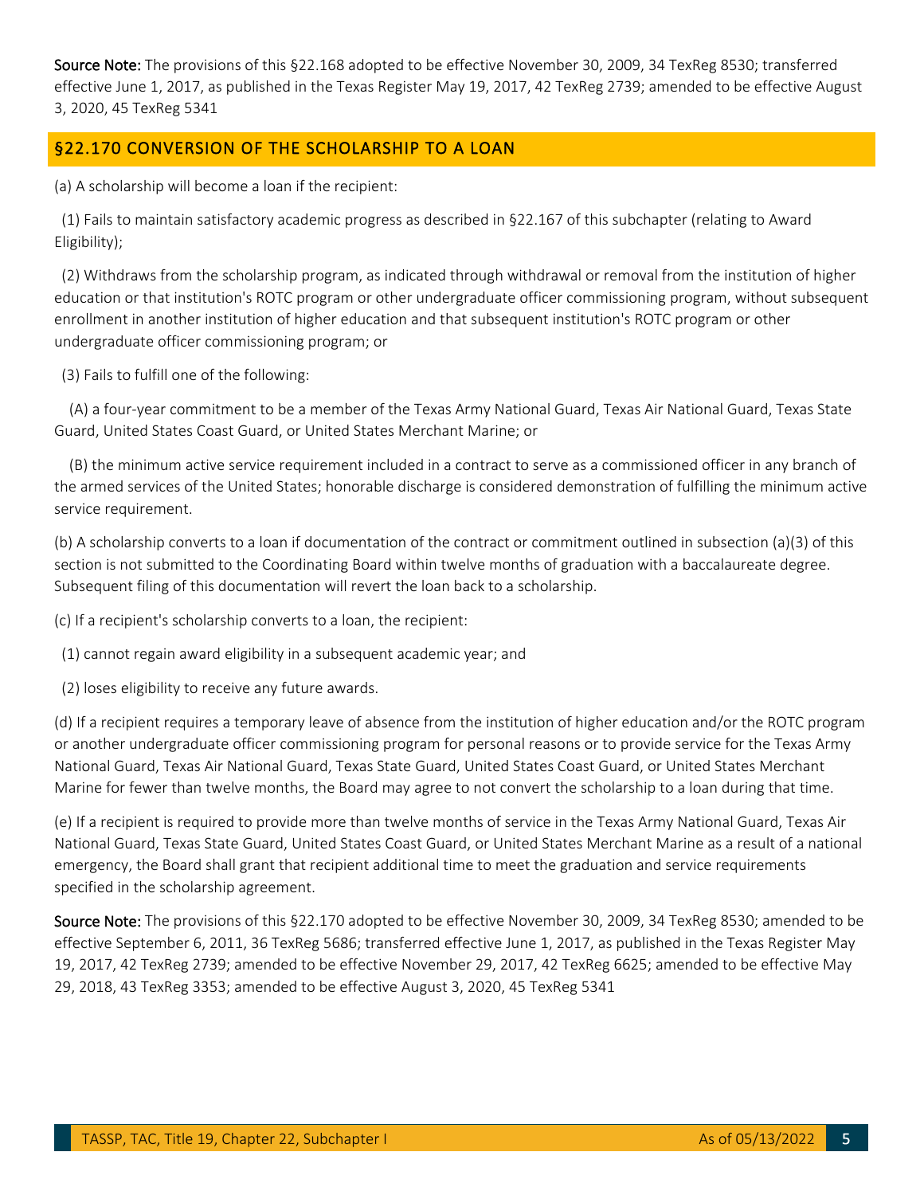**Source Note:** The provisions of this §22.168 adopted to be effective November 30, 2009, 34 TexReg 8530; transferred effective June 1, 2017, as published in the Texas Register May 19, 2017, 42 TexReg 2739; amended to be effective August 3, 2020, 45 TexReg 5341

## §22.170 CONVERSION OF THE SCHOLARSHIP TO A LOAN

(a) A scholarship will become a loan if the recipient:

(1) Fails to maintain satisfactory academic progress as described in §22.167 of this subchapter (relating to Award Eligibility);

(2) Withdraws from the scholarship program, as indicated through withdrawal or removal from the institution of higher education or that institution's ROTC program or other undergraduate officer commissioning program, without subsequent enrollment in another institution of higher education and that subsequent institution's ROTC program or other undergraduate officer commissioning program; or

(3) Fails to fulfill one of the following:

(A) a four-year commitment to be a member of the Texas Army National Guard, Texas Air National Guard, Texas State Guard, United States Coast Guard, or United States Merchant Marine; or

(B) the minimum active service requirement included in a contract to serve as a commissioned officer in any branch of the armed services of the United States; honorable discharge is considered demonstration of fulfilling the minimum active service requirement.

(b) A scholarship converts to a loan if documentation of the contract or commitment outlined in subsection (a)(3) of this section is not submitted to the Coordinating Board within twelve months of graduation with a baccalaureate degree. Subsequent filing of this documentation will revert the loan back to a scholarship.

(c) If a recipient's scholarship converts to a loan, the recipient:

(1) cannot regain award eligibility in a subsequent academic year; and

(2) loses eligibility to receive any future awards.

(d) If a recipient requires a temporary leave of absence from the institution of higher education and/or the ROTC program or another undergraduate officer commissioning program for personal reasons or to provide service for the Texas Army National Guard, Texas Air National Guard, Texas State Guard, United States Coast Guard, or United States Merchant Marine for fewer than twelve months, the Board may agree to not convert the scholarship to a loan during that time.

(e) If a recipient is required to provide more than twelve months of service in the Texas Army National Guard, Texas Air National Guard, Texas State Guard, United States Coast Guard, or United States Merchant Marine as a result of a national emergency, the Board shall grant that recipient additional time to meet the graduation and service requirements specified in the scholarship agreement.

**Source Note:** The provisions of this §22.170 adopted to be effective November 30, 2009, 34 TexReg 8530; amended to be effective September 6, 2011, 36 TexReg 5686; transferred effective June 1, 2017, as published in the Texas Register May 19, 2017, 42 TexReg 2739; amended to be effective November 29, 2017, 42 TexReg 6625; amended to be effective May 29, 2018, 43 TexReg 3353; amended to be effective August 3, 2020, 45 TexReg 5341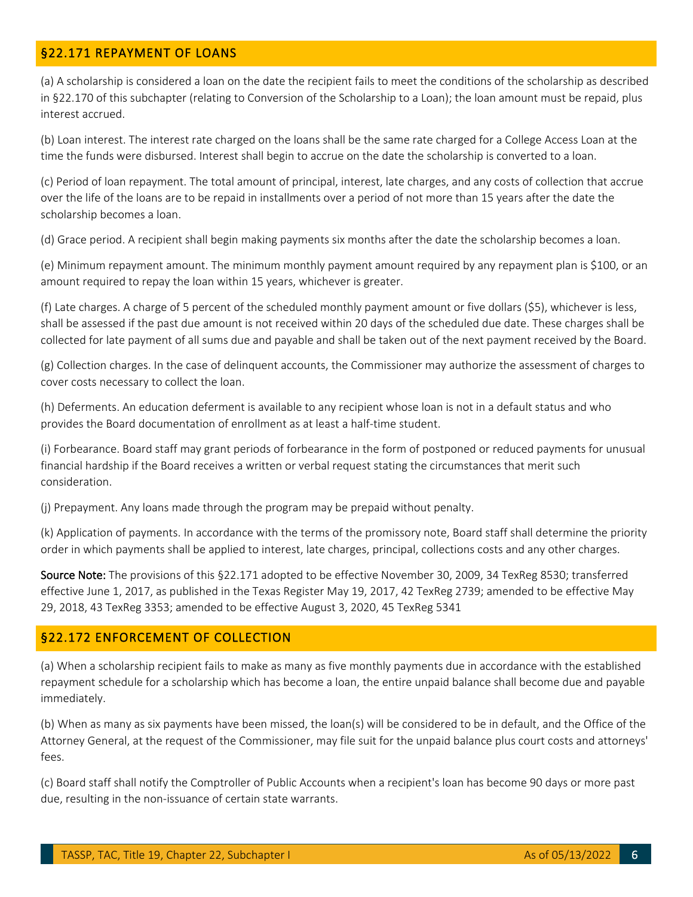## §22.171 REPAYMENT OF LOANS

(a) A scholarship is considered a loan on the date the recipient fails to meet the conditions of the scholarship as described in §22.170 of this subchapter (relating to Conversion of the Scholarship to a Loan); the loan amount must be repaid, plus interest accrued.

(b) Loan interest. The interest rate charged on the loans shall be the same rate charged for a College Access Loan at the time the funds were disbursed. Interest shall begin to accrue on the date the scholarship is converted to a loan.

(c) Period of loan repayment. The total amount of principal, interest, late charges, and any costs of collection that accrue over the life of the loans are to be repaid in installments over a period of not more than 15 years after the date the scholarship becomes a loan.

(d) Grace period. A recipient shall begin making payments six months after the date the scholarship becomes a loan.

(e) Minimum repayment amount. The minimum monthly payment amount required by any repayment plan is $100, or an amount required to repay the loan within 15 years, whichever is greater.

(f) Late charges. A charge of 5 percent of the scheduled monthly payment amount or five dollars ($5), whichever is less, shall be assessed if the past due amount is not received within 20 days of the scheduled due date. These charges shall be collected for late payment of all sums due and payable and shall be taken out of the next payment received by the Board.

(g) Collection charges. In the case of delinquent accounts, the Commissioner may authorize the assessment of charges to cover costs necessary to collect the loan.

(h) Deferments. An education deferment is available to any recipient whose loan is not in a default status and who provides the Board documentation of enrollment as at least a half-time student.

(i) Forbearance. Board staff may grant periods of forbearance in the form of postponed or reduced payments for unusual financial hardship if the Board receives a written or verbal request stating the circumstances that merit such consideration.

(j) Prepayment. Any loans made through the program may be prepaid without penalty.

(k) Application of payments. In accordance with the terms of the promissory note, Board staff shall determine the priority order in which payments shall be applied to interest, late charges, principal, collections costs and any other charges.

**Source Note:** The provisions of this §22.171 adopted to be effective November 30, 2009, 34 TexReg 8530; transferred effective June 1, 2017, as published in the Texas Register May 19, 2017, 42 TexReg 2739; amended to be effective May 29, 2018, 43 TexReg 3353; amended to be effective August 3, 2020, 45 TexReg 5341

## §22.172 ENFORCEMENT OF COLLECTION

(a) When a scholarship recipient fails to make as many as five monthly payments due in accordance with the established repayment schedule for a scholarship which has become a loan, the entire unpaid balance shall become due and payable immediately.

(b) When as many as six payments have been missed, the loan(s) will be considered to be in default, and the Office of the Attorney General, at the request of the Commissioner, may file suit for the unpaid balance plus court costs and attorneys' fees.

(c) Board staff shall notify the Comptroller of Public Accounts when a recipient's loan has become 90 days or more past due, resulting in the non-issuance of certain state warrants.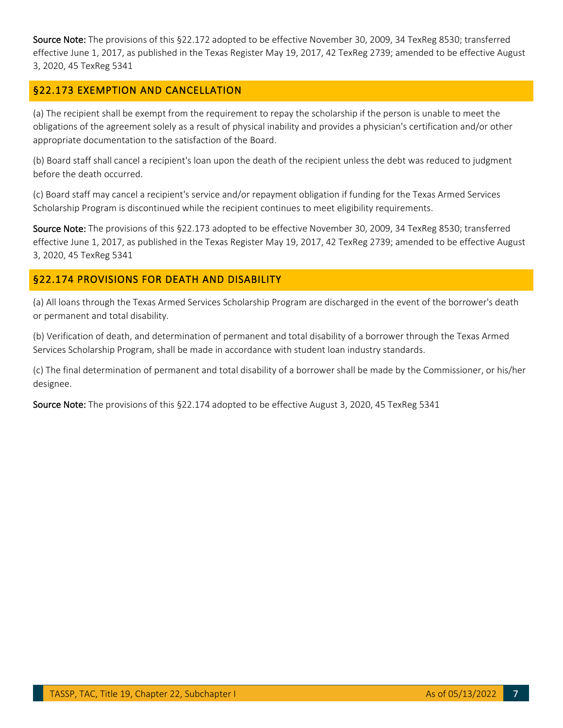**Source Note:** The provisions of this §22.172 adopted to be effective November 30, 2009, 34 TexReg 8530; transferred effective June 1, 2017, as published in the Texas Register May 19, 2017, 42 TexReg 2739; amended to be effective August 3, 2020, 45 TexReg 5341

## §22.173 EXEMPTION AND CANCELLATION

(a) The recipient shall be exempt from the requirement to repay the scholarship if the person is unable to meet the obligations of the agreement solely as a result of physical inability and provides a physician's certification and/or other appropriate documentation to the satisfaction of the Board.

(b) Board staff shall cancel a recipient's loan upon the death of the recipient unless the debt was reduced to judgment before the death occurred.

(c) Board staff may cancel a recipient's service and/or repayment obligation if funding for the Texas Armed Services Scholarship Program is discontinued while the recipient continues to meet eligibility requirements.

**Source Note:** The provisions of this §22.173 adopted to be effective November 30, 2009, 34 TexReg 8530; transferred effective June 1, 2017, as published in the Texas Register May 19, 2017, 42 TexReg 2739; amended to be effective August 3, 2020, 45 TexReg 5341

## §22.174 PROVISIONS FOR DEATH AND DISABILITY

(a) All loans through the Texas Armed Services Scholarship Program are discharged in the event of the borrower's death or permanent and total disability.

(b) Verification of death, and determination of permanent and total disability of a borrower through the Texas Armed Services Scholarship Program, shall be made in accordance with student loan industry standards.

(c) The final determination of permanent and total disability of a borrower shall be made by the Commissioner, or his/her designee.

**Source Note:** The provisions of this §22.174 adopted to be effective August 3, 2020, 45 TexReg 5341